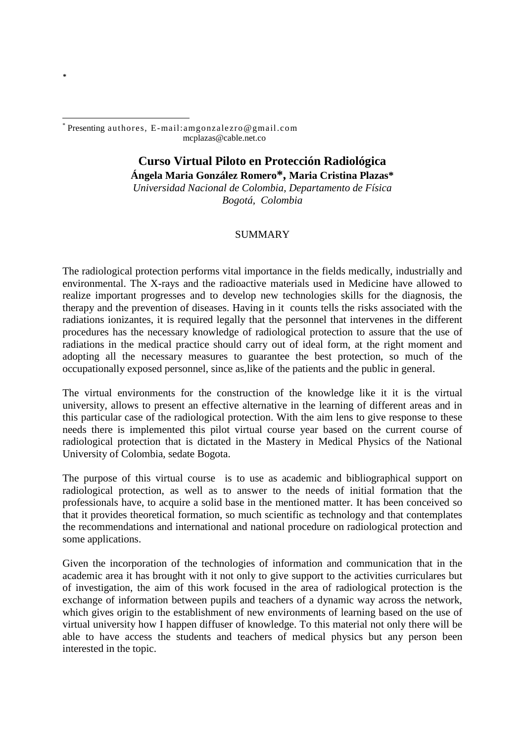# Curso Virtual Piloto en Protección Radiológica

**Ángela Maria González Romero*, Maria Cristina Plazas***

*Universidad Nacional de Colombia, Departamento de Física*
*Bogotá, Colombia*

## SUMMARY

The radiological protection performs vital importance in the fields medically, industrially and environmental. The X-rays and the radioactive materials used in Medicine have allowed to realize important progresses and to develop new technologies skills for the diagnosis, the therapy and the prevention of diseases. Having in it counts tells the risks associated with the radiations ionizantes, it is required legally that the personnel that intervenes in the different procedures has the necessary knowledge of radiological protection to assure that the use of radiations in the medical practice should carry out of ideal form, at the right moment and adopting all the necessary measures to guarantee the best protection, so much of the occupationally exposed personnel, since as,like of the patients and the public in general.

The virtual environments for the construction of the knowledge like it it is the virtual university, allows to present an effective alternative in the learning of different areas and in this particular case of the radiological protection. With the aim lens to give response to these needs there is implemented this pilot virtual course year based on the current course of radiological protection that is dictated in the Mastery in Medical Physics of the National University of Colombia, sedate Bogota.

The purpose of this virtual course is to use as academic and bibliographical support on radiological protection, as well as to answer to the needs of initial formation that the professionals have, to acquire a solid base in the mentioned matter. It has been conceived so that it provides theoretical formation, so much scientific as technology and that contemplates the recommendations and international and national procedure on radiological protection and some applications.

Given the incorporation of the technologies of information and communication that in the academic area it has brought with it not only to give support to the activities curriculares but of investigation, the aim of this work focused in the area of radiological protection is the exchange of information between pupils and teachers of a dynamic way across the network, which gives origin to the establishment of new environments of learning based on the use of virtual university how I happen diffuser of knowledge. To this material not only there will be able to have access the students and teachers of medical physics but any person been interested in the topic.

---

* Presenting authores, E-mail:amgonzalezro@gmail.com
mcplazas@cable.net.co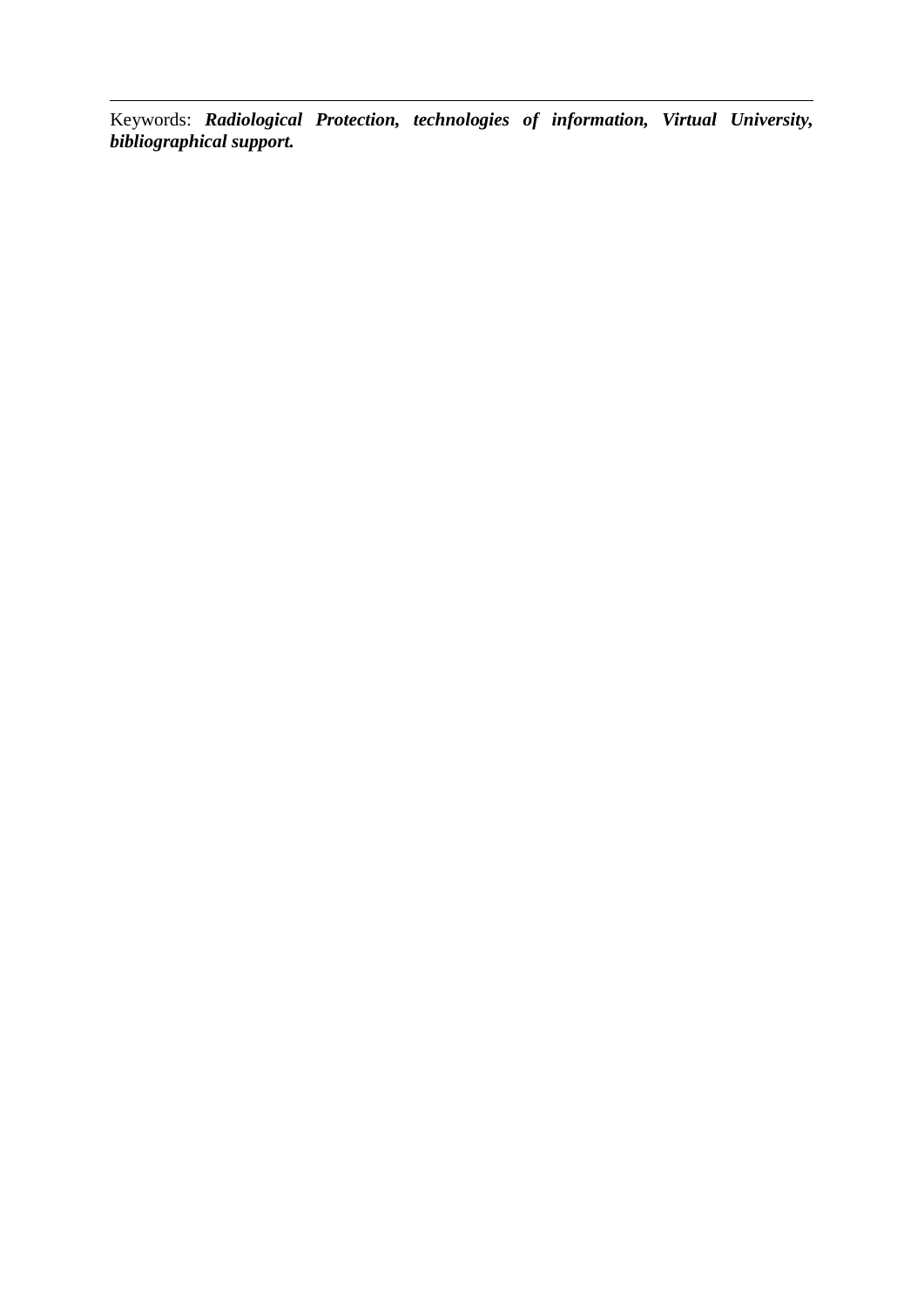---

Keywords: ***Radiological Protection, technologies of information, Virtual University, bibliographical support.***